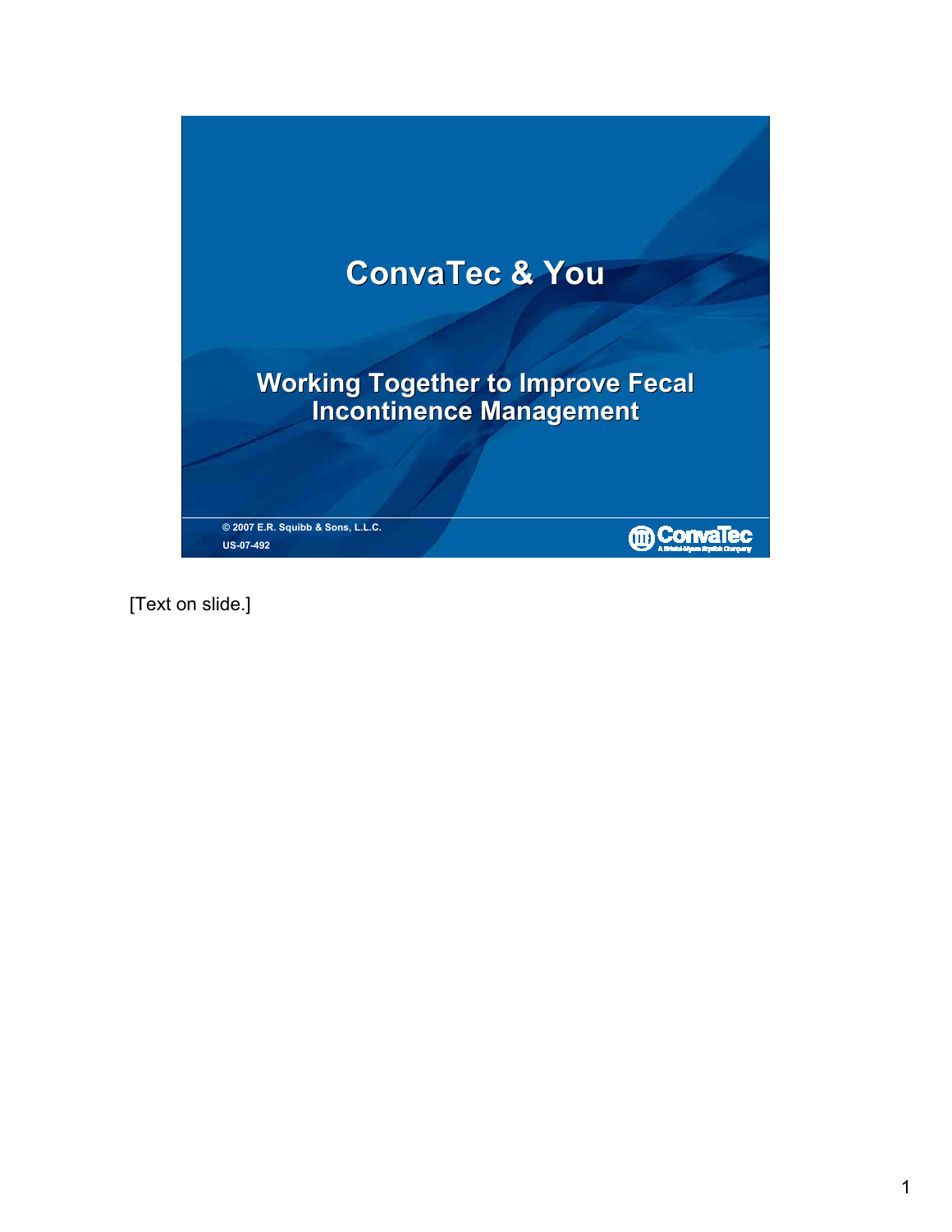# ConvaTec & You

## Working Together to Improve Fecal Incontinence Management

© 2007 E.R. Squibb & Sons, L.L.C.

US-07-492

ConvaTec
A Bristol-Myers Squibb Company

[Text on slide.]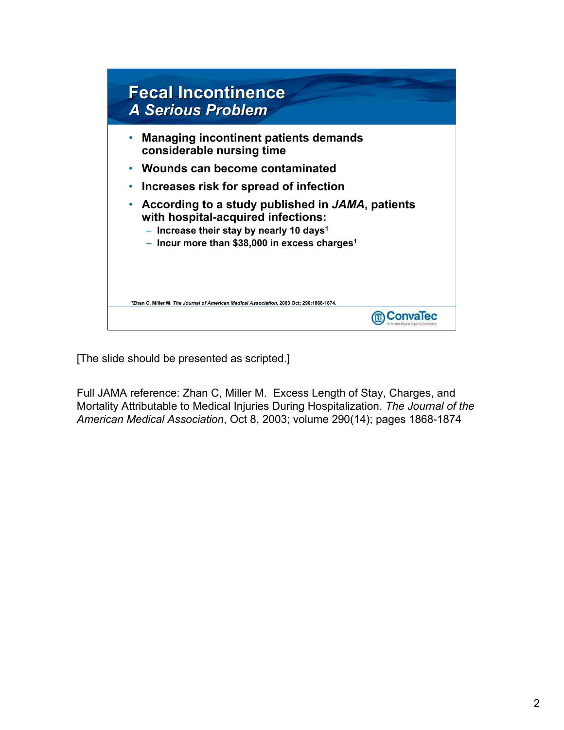# Fecal Incontinence
## *A Serious Problem*

- **Managing incontinent patients demands considerable nursing time**
- **Wounds can become contaminated**
- **Increases risk for spread of infection**
- **According to a study published in *JAMA*, patients with hospital-acquired infections:**
  - **Increase their stay by nearly 10 days[1]**
  - **Incur more than $38,000 in excess charges[1]**

[1]Zhan C, Miller M. *The Journal of American Medical Association.* 2003 Oct; 290:1868-1874.

ConvaTec
A Bristol-Myers Squibb Company

[The slide should be presented as scripted.]

Full JAMA reference: Zhan C, Miller M. Excess Length of Stay, Charges, and Mortality Attributable to Medical Injuries During Hospitalization. *The Journal of the American Medical Association*, Oct 8, 2003; volume 290(14); pages 1868-1874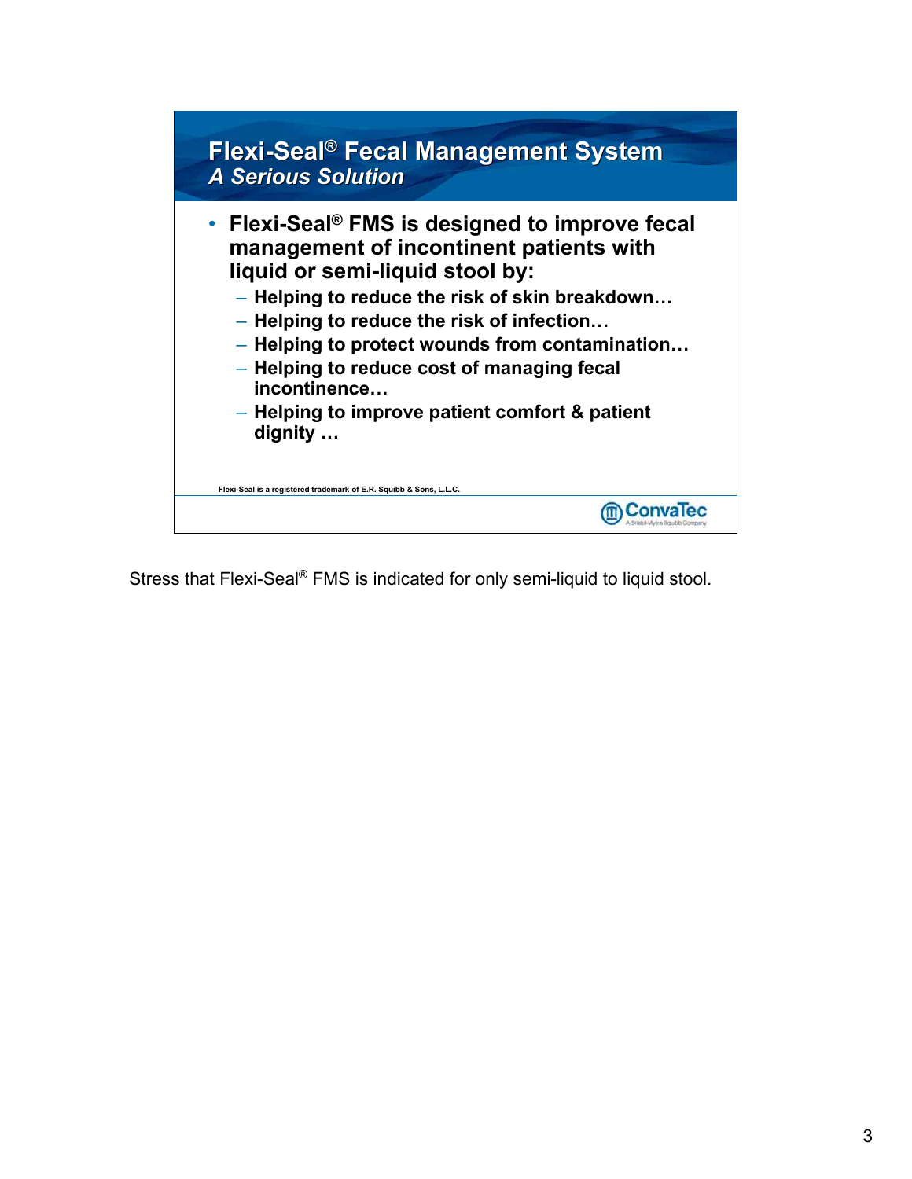# Flexi-Seal® Fecal Management System

## *A Serious Solution*

- **Flexi-Seal® FMS is designed to improve fecal management of incontinent patients with liquid or semi-liquid stool by:**
  - **Helping to reduce the risk of skin breakdown…**
  - **Helping to reduce the risk of infection…**
  - **Helping to protect wounds from contamination…**
  - **Helping to reduce cost of managing fecal incontinence…**
  - **Helping to improve patient comfort & patient dignity …**

Flexi-Seal is a registered trademark of E.R. Squibb & Sons, L.L.C.

ConvaTec
A Bristol-Myers Squibb Company

Stress that Flexi-Seal® FMS is indicated for only semi-liquid to liquid stool.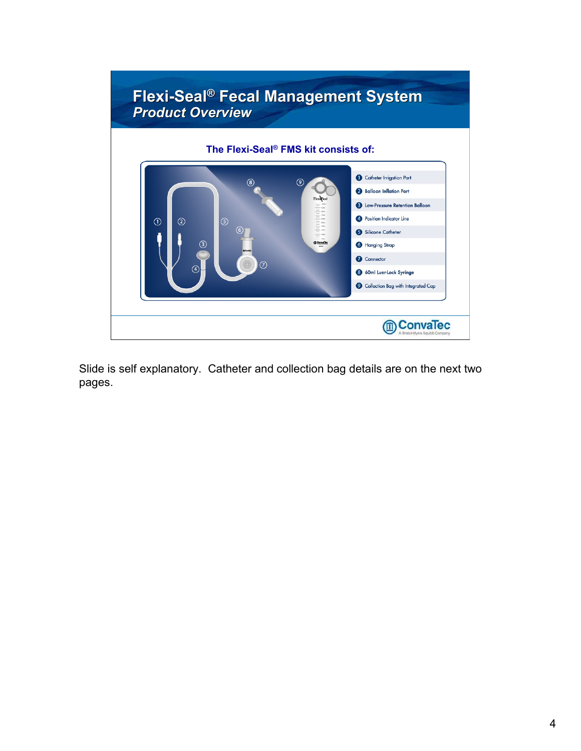# Flexi-Seal® Fecal Management System
## *Product Overview*

**The Flexi-Seal® FMS kit consists of:**

1. Catheter Irrigation Port
2. Balloon Inflation Port
3. Low-Pressure Retention Balloon
4. Position Indicator Line
5. Silicone Catheter
6. Hanging Strap
7. Connector
8. 60ml Luer-Lock Syringe
9. Collection Bag with Integrated Cap

ConvaTec
A Bristol-Myers Squibb Company

Slide is self explanatory. Catheter and collection bag details are on the next two pages.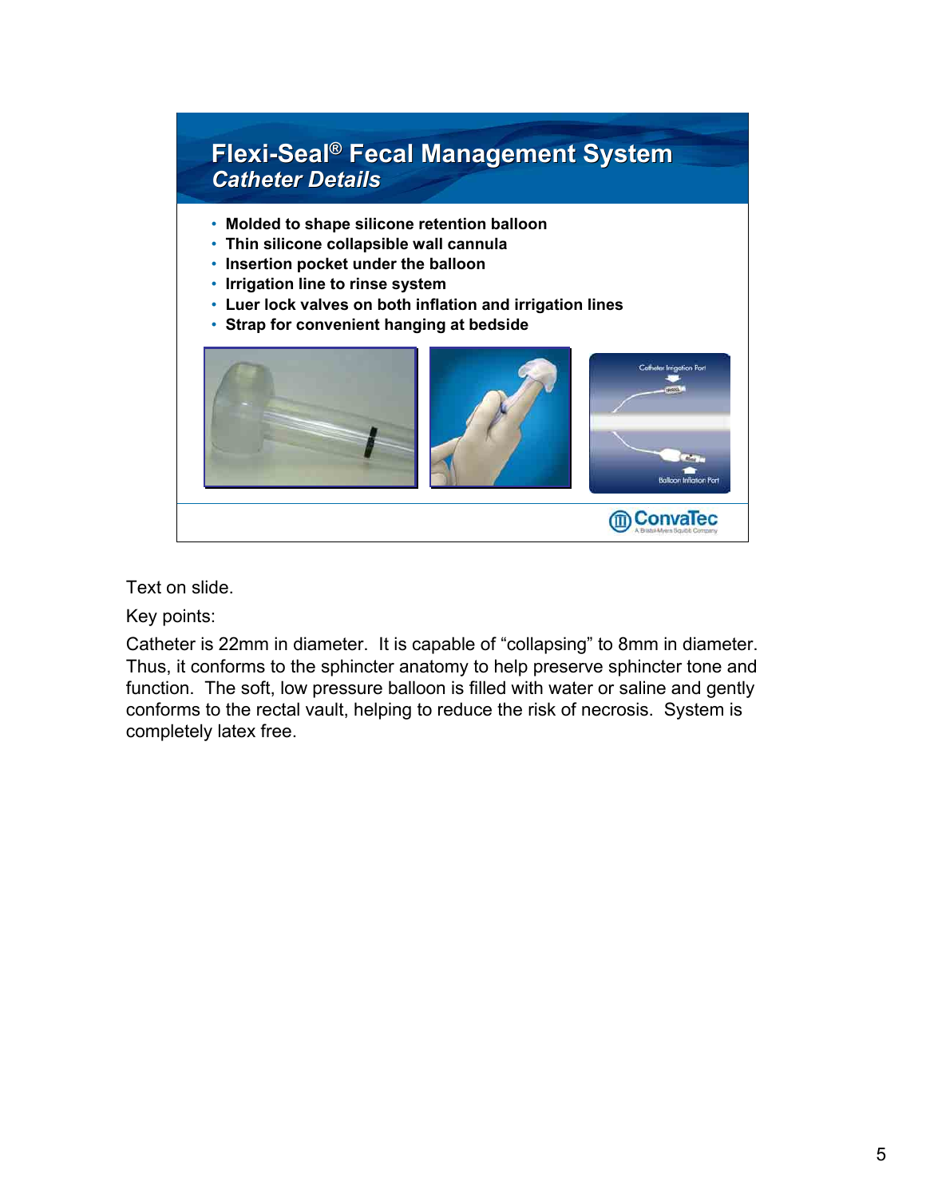# Flexi-Seal® Fecal Management System

## *Catheter Details*

- Molded to shape silicone retention balloon
- Thin silicone collapsible wall cannula
- Insertion pocket under the balloon
- Irrigation line to rinse system
- Luer lock valves on both inflation and irrigation lines
- Strap for convenient hanging at bedside

Catheter Irrigation Port

Balloon Inflation Port

ConvaTec
A Bristol-Myers Squibb Company

Text on slide.

Key points:

Catheter is 22mm in diameter. It is capable of "collapsing" to 8mm in diameter. Thus, it conforms to the sphincter anatomy to help preserve sphincter tone and function. The soft, low pressure balloon is filled with water or saline and gently conforms to the rectal vault, helping to reduce the risk of necrosis. System is completely latex free.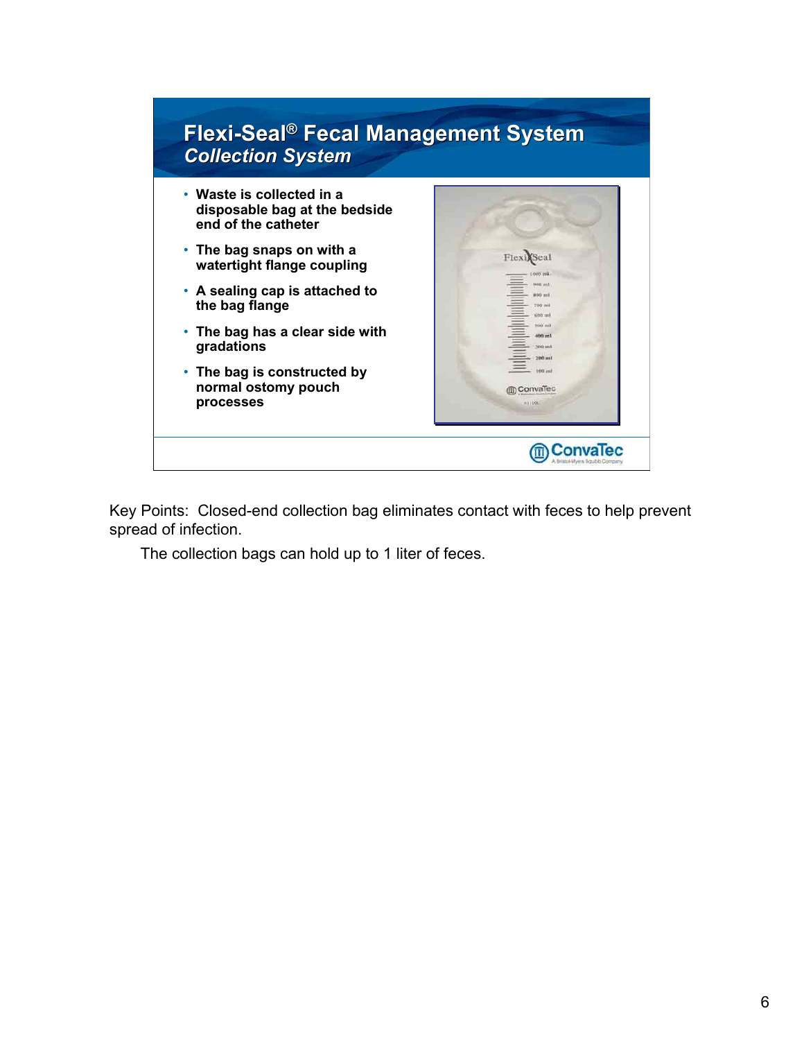# Flexi-Seal® Fecal Management System

## *Collection System*

- Waste is collected in a disposable bag at the bedside end of the catheter
- The bag snaps on with a watertight flange coupling
- A sealing cap is attached to the bag flange
- The bag has a clear side with gradations
- The bag is constructed by normal ostomy pouch processes

Key Points: Closed-end collection bag eliminates contact with feces to help prevent spread of infection.

The collection bags can hold up to 1 liter of feces.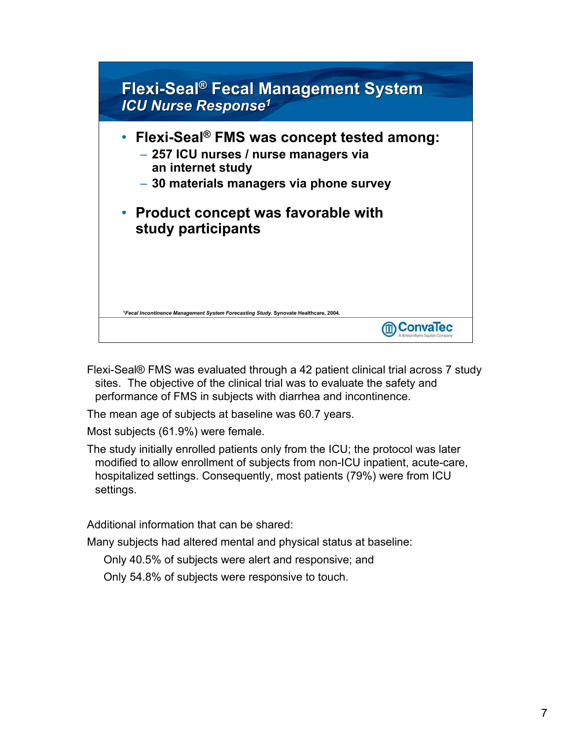## Flexi-Seal® Fecal Management System

### *ICU Nurse Response*[1]

- **Flexi-Seal® FMS was concept tested among:**
  - **257 ICU nurses / nurse managers via an internet study**
  - **30 materials managers via phone survey**
- **Product concept was favorable with study participants**

[1]*Fecal Incontinence Management System Forecasting Study.* Synovate Healthcare, 2004.

ConvaTec — A Bristol-Myers Squibb Company

Flexi-Seal® FMS was evaluated through a 42 patient clinical trial across 7 study sites. The objective of the clinical trial was to evaluate the safety and performance of FMS in subjects with diarrhea and incontinence.

The mean age of subjects at baseline was 60.7 years.

Most subjects (61.9%) were female.

The study initially enrolled patients only from the ICU; the protocol was later modified to allow enrollment of subjects from non-ICU inpatient, acute-care, hospitalized settings. Consequently, most patients (79%) were from ICU settings.

Additional information that can be shared:

Many subjects had altered mental and physical status at baseline:

- Only 40.5% of subjects were alert and responsive; and
- Only 54.8% of subjects were responsive to touch.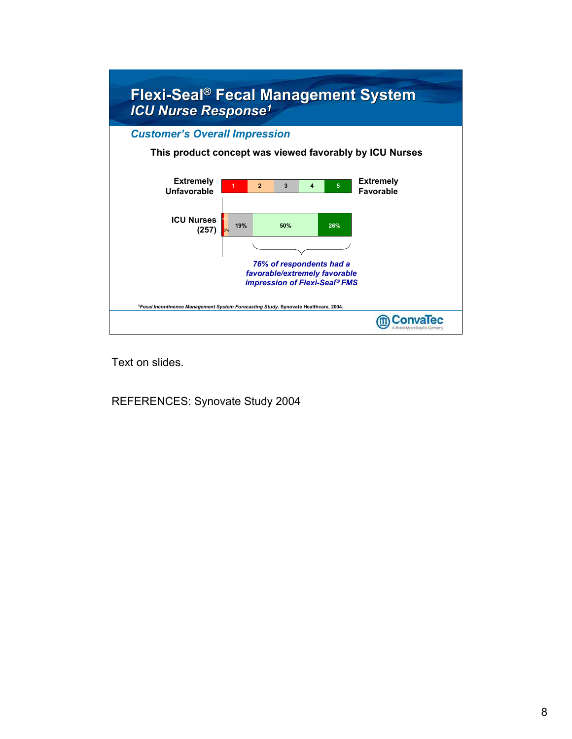# Flexi-Seal® Fecal Management System

## *ICU Nurse Response[1]*

### *Customer's Overall Impression*

**This product concept was viewed favorably by ICU Nurses**

| | 1 | 2 | 3 | 4 | 5 | |
|---|---|---|---|---|---|---|
| **Extremely Unfavorable** | | | | | | **Extremely Favorable** |
| **ICU Nurses (257)** | 2% | 3% | 19% | 50% | 26% | |

*76% of respondents had a favorable/extremely favorable impression of Flexi-Seal® FMS*

[1]*Fecal Incontinence Management System Forecasting Study.* Synovate Healthcare, 2004.

ConvaTec
A Bristol-Myers Squibb Company

Text on slides.

REFERENCES: Synovate Study 2004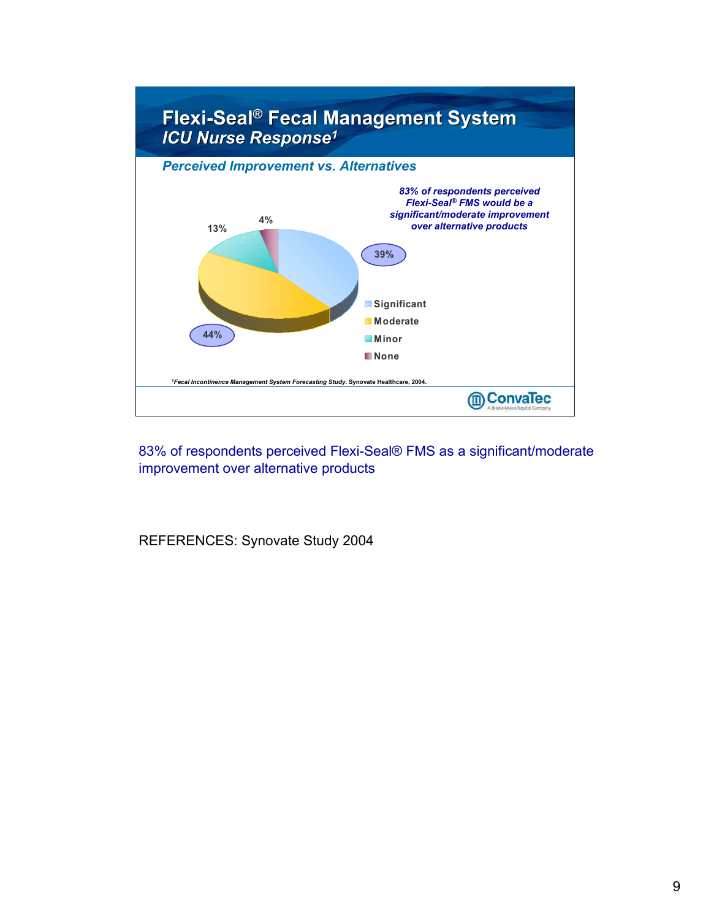# Flexi-Seal® Fecal Management System

## *ICU Nurse Response*[1]

### *Perceived Improvement vs. Alternatives*

***83% of respondents perceived Flexi-Seal® FMS would be a significant/moderate improvement over alternative products***

| Response | Percentage |
|---|---|
| Significant | 39% |
| Moderate | 44% |
| Minor | 13% |
| None | 4% |

[1] *Fecal Incontinence Management System Forecasting Study*. Synovate Healthcare, 2004.

ConvaTec
A Bristol-Myers Squibb Company

83% of respondents perceived Flexi-Seal® FMS as a significant/moderate improvement over alternative products

REFERENCES: Synovate Study 2004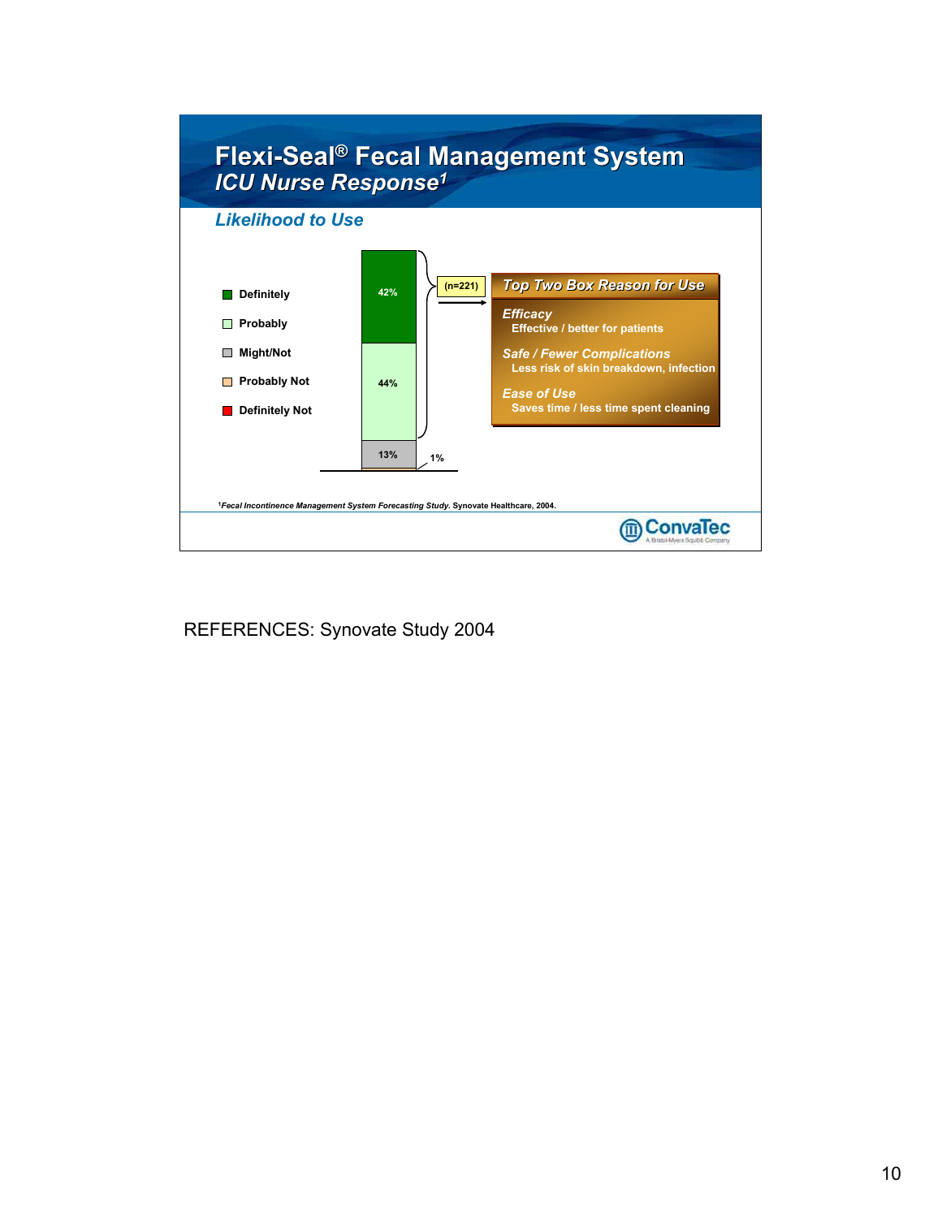# Flexi-Seal® Fecal Management System

## *ICU Nurse Response*[1]

### *Likelihood to Use*

- Definitely
- Probably
- Might/Not
- Probably Not
- Definitely Not

| Response | % |
|---|---|
| Definitely | 42% |
| Probably | 44% |
| Might/Not | 13% |
| Probably Not | 1% |

(n=221)

**Top Two Box Reason for Use**

*Efficacy*
Effective / better for patients

*Safe / Fewer Complications*
Less risk of skin breakdown, infection

*Ease of Use*
Saves time / less time spent cleaning

[1] *Fecal Incontinence Management System Forecasting Study*. Synovate Healthcare, 2004.

ConvaTec — A Bristol-Myers Squibb Company

REFERENCES: Synovate Study 2004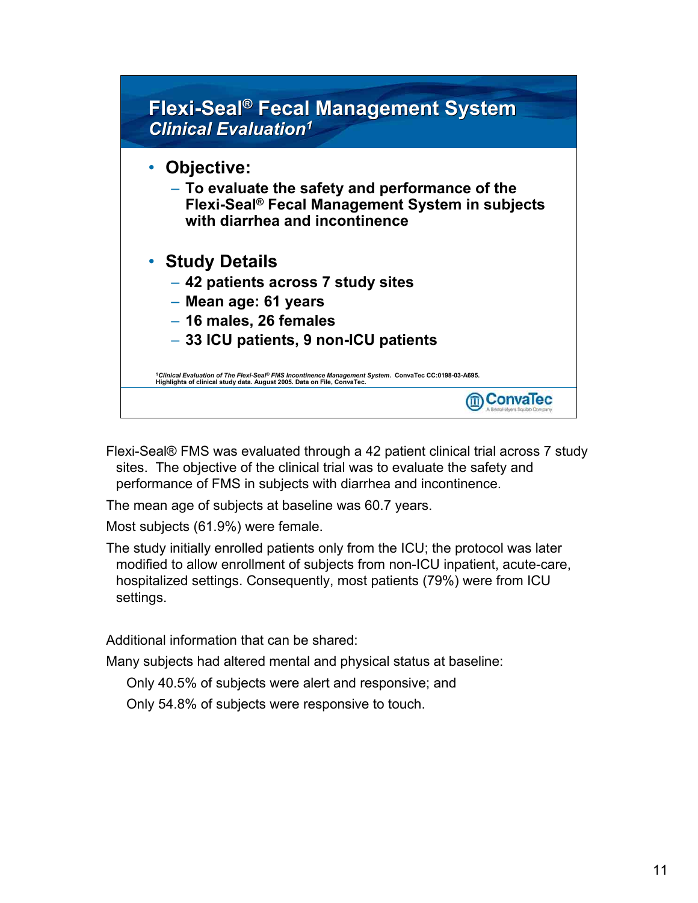# Flexi-Seal® Fecal Management System

## *Clinical Evaluation*[1]

- **Objective:**
  - **To evaluate the safety and performance of the Flexi-Seal® Fecal Management System in subjects with diarrhea and incontinence**
- **Study Details**
  - **42 patients across 7 study sites**
  - **Mean age: 61 years**
  - **16 males, 26 females**
  - **33 ICU patients, 9 non-ICU patients**

[1]*Clinical Evaluation of The Flexi-Seal® FMS Incontinence Management System.* ConvaTec CC:0198-03-A695. Highlights of clinical study data. August 2005. Data on File, ConvaTec.

ConvaTec
A Bristol-Myers Squibb Company

Flexi-Seal® FMS was evaluated through a 42 patient clinical trial across 7 study sites. The objective of the clinical trial was to evaluate the safety and performance of FMS in subjects with diarrhea and incontinence.

The mean age of subjects at baseline was 60.7 years.

Most subjects (61.9%) were female.

The study initially enrolled patients only from the ICU; the protocol was later modified to allow enrollment of subjects from non-ICU inpatient, acute-care, hospitalized settings. Consequently, most patients (79%) were from ICU settings.

Additional information that can be shared:

Many subjects had altered mental and physical status at baseline:

- Only 40.5% of subjects were alert and responsive; and
- Only 54.8% of subjects were responsive to touch.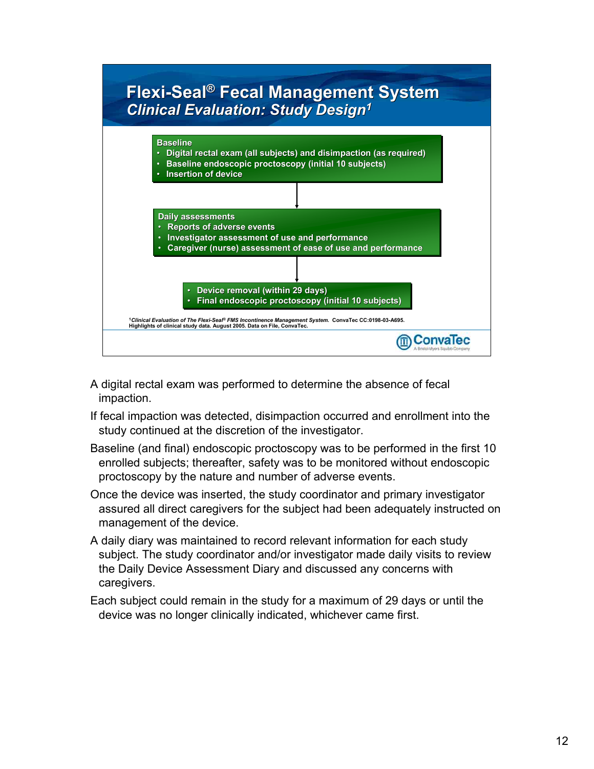# Flexi-Seal® Fecal Management System

## *Clinical Evaluation: Study Design*[1]

**Baseline**

- Digital rectal exam (all subjects) and disimpaction (as required)
- Baseline endoscopic proctoscopy (initial 10 subjects)
- Insertion of device

↓

**Daily assessments**

- Reports of adverse events
- Investigator assessment of use and performance
- Caregiver (nurse) assessment of ease of use and performance

↓

- Device removal (within 29 days)
- Final endoscopic proctoscopy (initial 10 subjects)

[1]*Clinical Evaluation of The Flexi-Seal® FMS Incontinence Management System.* ConvaTec CC:0198-03-A695. Highlights of clinical study data. August 2005. Data on File, ConvaTec.

ConvaTec — A Bristol-Myers Squibb Company

A digital rectal exam was performed to determine the absence of fecal impaction.

If fecal impaction was detected, disimpaction occurred and enrollment into the study continued at the discretion of the investigator.

Baseline (and final) endoscopic proctoscopy was to be performed in the first 10 enrolled subjects; thereafter, safety was to be monitored without endoscopic proctoscopy by the nature and number of adverse events.

Once the device was inserted, the study coordinator and primary investigator assured all direct caregivers for the subject had been adequately instructed on management of the device.

A daily diary was maintained to record relevant information for each study subject. The study coordinator and/or investigator made daily visits to review the Daily Device Assessment Diary and discussed any concerns with caregivers.

Each subject could remain in the study for a maximum of 29 days or until the device was no longer clinically indicated, whichever came first.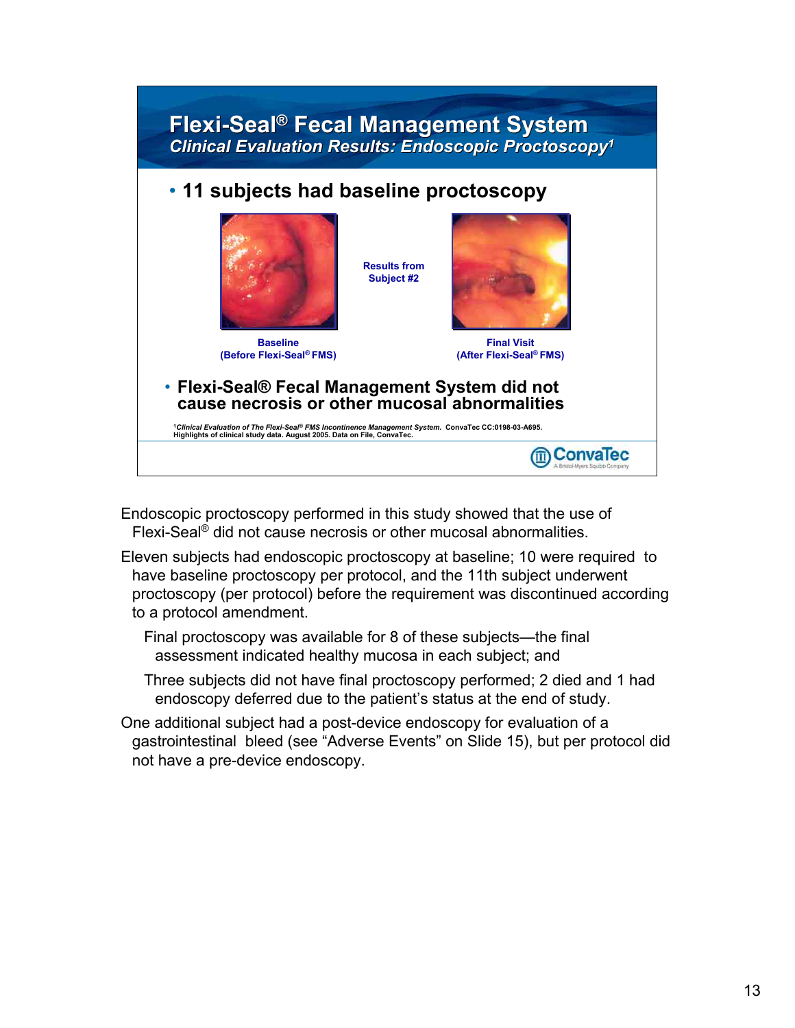## Flexi-Seal® Fecal Management System

*Clinical Evaluation Results: Endoscopic Proctoscopy*[1]

- **11 subjects had baseline proctoscopy**

**Results from Subject #2**

**Baseline (Before Flexi-Seal® FMS)**

**Final Visit (After Flexi-Seal® FMS)**

- **Flexi-Seal® Fecal Management System did not cause necrosis or other mucosal abnormalities**

[1] *Clinical Evaluation of The Flexi-Seal® FMS Incontinence Management System.* ConvaTec CC:0198-03-A695. Highlights of clinical study data. August 2005. Data on File, ConvaTec.

ConvaTec — A Bristol-Myers Squibb Company

Endoscopic proctoscopy performed in this study showed that the use of Flexi-Seal® did not cause necrosis or other mucosal abnormalities.

Eleven subjects had endoscopic proctoscopy at baseline; 10 were required to have baseline proctoscopy per protocol, and the 11th subject underwent proctoscopy (per protocol) before the requirement was discontinued according to a protocol amendment.

Final proctoscopy was available for 8 of these subjects—the final assessment indicated healthy mucosa in each subject; and

Three subjects did not have final proctoscopy performed; 2 died and 1 had endoscopy deferred due to the patient's status at the end of study.

One additional subject had a post-device endoscopy for evaluation of a gastrointestinal bleed (see "Adverse Events" on Slide 15), but per protocol did not have a pre-device endoscopy.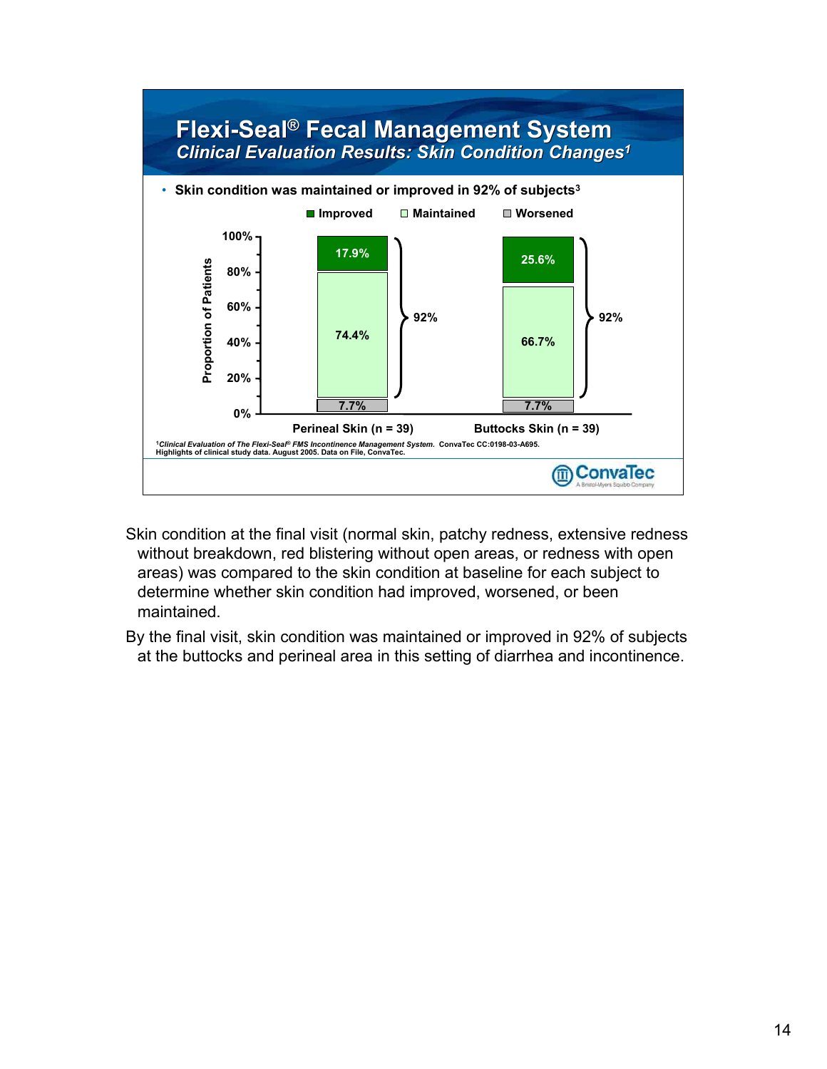# Flexi-Seal® Fecal Management System

## *Clinical Evaluation Results: Skin Condition Changes*[1]

- Skin condition was maintained or improved in 92% of subjects[3]

| | Perineal Skin (n = 39) | Buttocks Skin (n = 39) |
|---|---|---|
| Improved | 17.9% | 25.6% |
| Maintained | 74.4% | 66.7% |
| Worsened | 7.7% | 7.7% |
| Maintained or Improved | 92% | 92% |

[1]*Clinical Evaluation of The Flexi-Seal® FMS Incontinence Management System.* ConvaTec CC:0198-03-A695. Highlights of clinical study data. August 2005. Data on File, ConvaTec.

ConvaTec — A Bristol-Myers Squibb Company

Skin condition at the final visit (normal skin, patchy redness, extensive redness without breakdown, red blistering without open areas, or redness with open areas) was compared to the skin condition at baseline for each subject to determine whether skin condition had improved, worsened, or been maintained.

By the final visit, skin condition was maintained or improved in 92% of subjects at the buttocks and perineal area in this setting of diarrhea and incontinence.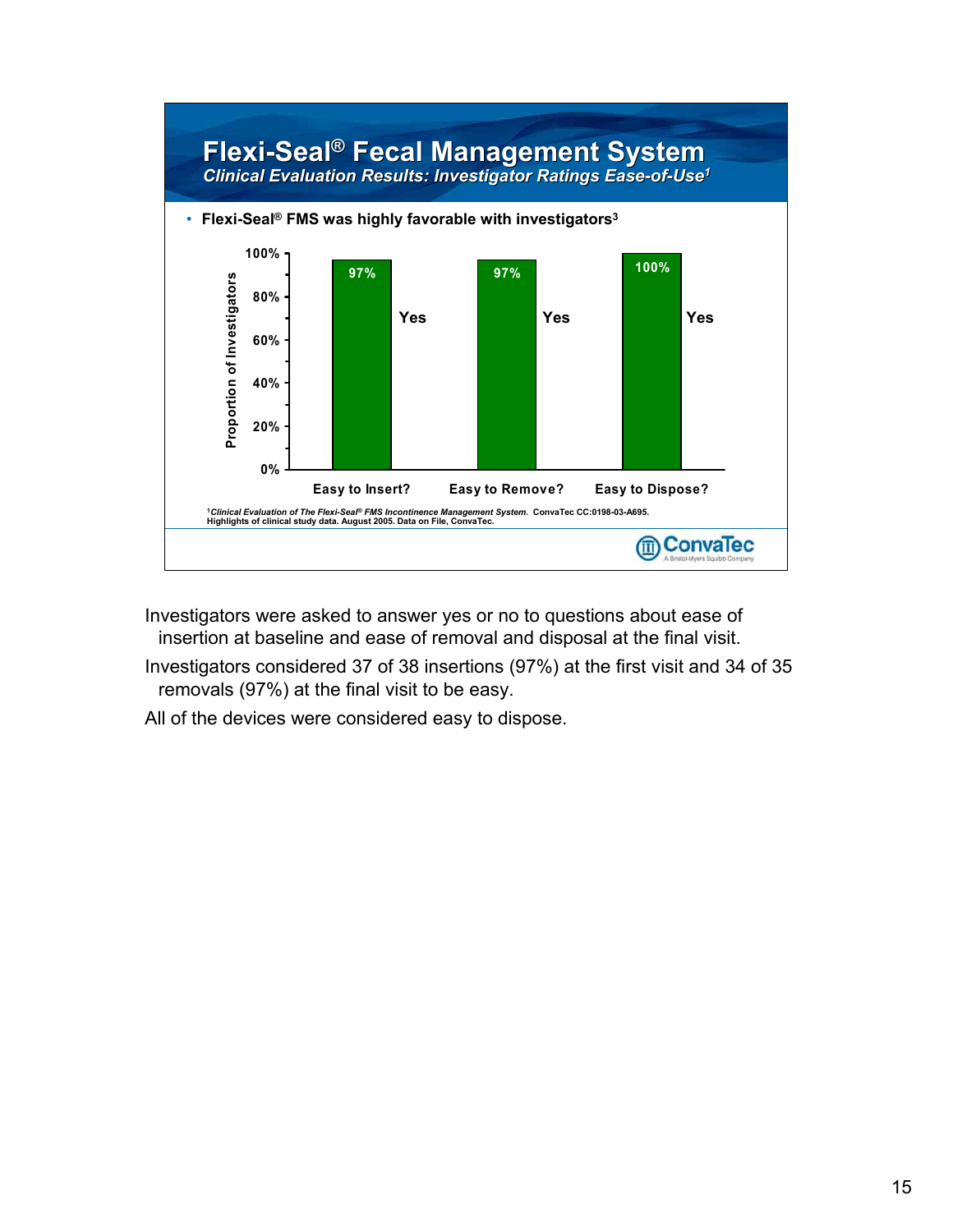# Flexi-Seal® Fecal Management System

*Clinical Evaluation Results: Investigator Ratings Ease-of-Use[1]*

- Flexi-Seal® FMS was highly favorable with investigators[3]

| | Easy to Insert? | Easy to Remove? | Easy to Dispose? |
|---|---|---|---|
| Yes (Proportion of Investigators) | 97% | 97% | 100% |

[1] *Clinical Evaluation of The Flexi-Seal® FMS Incontinence Management System.* ConvaTec CC:0198-03-A695. Highlights of clinical study data. August 2005. Data on File, ConvaTec.

ConvaTec — A Bristol-Myers Squibb Company

Investigators were asked to answer yes or no to questions about ease of insertion at baseline and ease of removal and disposal at the final visit.

Investigators considered 37 of 38 insertions (97%) at the first visit and 34 of 35 removals (97%) at the final visit to be easy.

All of the devices were considered easy to dispose.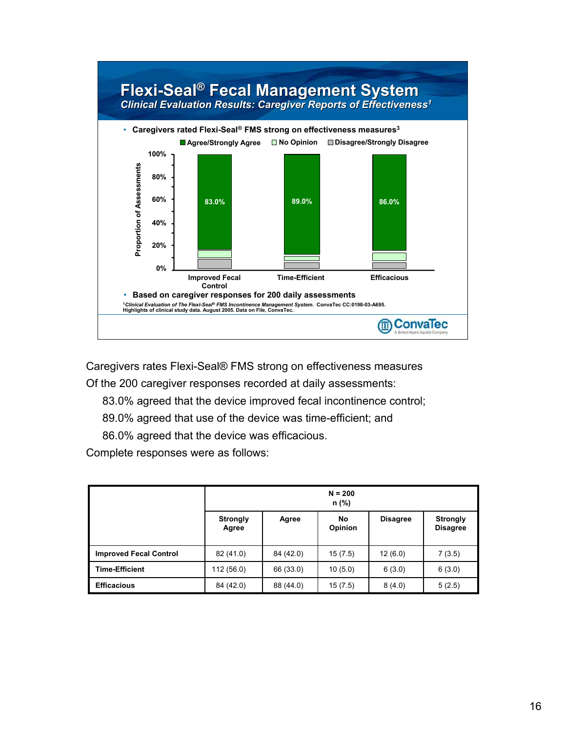## Flexi-Seal® Fecal Management System

*Clinical Evaluation Results: Caregiver Reports of Effectiveness[1]*

- Caregivers rated Flexi-Seal® FMS strong on effectiveness measures[3]

■ Agree/Strongly Agree □ No Opinion □ Disagree/Strongly Disagree

| | Improved Fecal Control | Time-Efficient | Efficacious |
|---|---|---|---|
| Agree/Strongly Agree | 83.0% | 89.0% | 86.0% |

- Based on caregiver responses for 200 daily assessments

[1]*Clinical Evaluation of The Flexi-Seal® FMS Incontinence Management System.* ConvaTec CC:0198-03-A695. Highlights of clinical study data. August 2005. Data on File, ConvaTec.

ConvaTec A Bristol-Myers Squibb Company

Caregivers rates Flexi-Seal® FMS strong on effectiveness measures

Of the 200 caregiver responses recorded at daily assessments:

83.0% agreed that the device improved fecal incontinence control;

89.0% agreed that use of the device was time-efficient; and

86.0% agreed that the device was efficacious.

Complete responses were as follows:

| | N = 200 n (%) | | | | |
|---|---|---|---|---|---|
| | Strongly Agree | Agree | No Opinion | Disagree | Strongly Disagree |
| **Improved Fecal Control** | 82 (41.0) | 84 (42.0) | 15 (7.5) | 12 (6.0) | 7 (3.5) |
| **Time-Efficient** | 112 (56.0) | 66 (33.0) | 10 (5.0) | 6 (3.0) | 6 (3.0) |
| **Efficacious** | 84 (42.0) | 88 (44.0) | 15 (7.5) | 8 (4.0) | 5 (2.5) |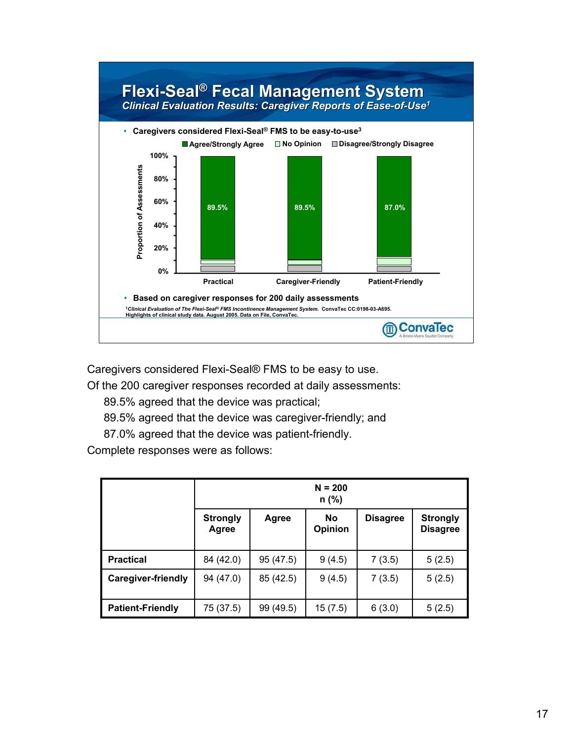# Flexi-Seal® Fecal Management System

*Clinical Evaluation Results: Caregiver Reports of Ease-of-Use[1]*

- **Caregivers considered Flexi-Seal® FMS to be easy-to-use[3]**

■ Agree/Strongly Agree □ No Opinion □ Disagree/Strongly Disagree

| | Practical | Caregiver-Friendly | Patient-Friendly |
|---|---|---|---|
| Agree/Strongly Agree | 89.5% | 89.5% | 87.0% |

- **Based on caregiver responses for 200 daily assessments**

[1]*Clinical Evaluation of The Flexi-Seal® FMS Incontinence Management System.* ConvaTec CC:0198-03-A695. Highlights of clinical study data. August 2005. Data on File, ConvaTec.

ConvaTec — A Bristol-Myers Squibb Company

Caregivers considered Flexi-Seal® FMS to be easy to use.

Of the 200 caregiver responses recorded at daily assessments:

- 89.5% agreed that the device was practical;
- 89.5% agreed that the device was caregiver-friendly; and
- 87.0% agreed that the device was patient-friendly.

Complete responses were as follows:

| | N = 200 n (%) | | | | |
|---|---|---|---|---|---|
| | **Strongly Agree** | **Agree** | **No Opinion** | **Disagree** | **Strongly Disagree** |
| **Practical** | 84 (42.0) | 95 (47.5) | 9 (4.5) | 7 (3.5) | 5 (2.5) |
| **Caregiver-friendly** | 94 (47.0) | 85 (42.5) | 9 (4.5) | 7 (3.5) | 5 (2.5) |
| **Patient-Friendly** | 75 (37.5) | 99 (49.5) | 15 (7.5) | 6 (3.0) | 5 (2.5) |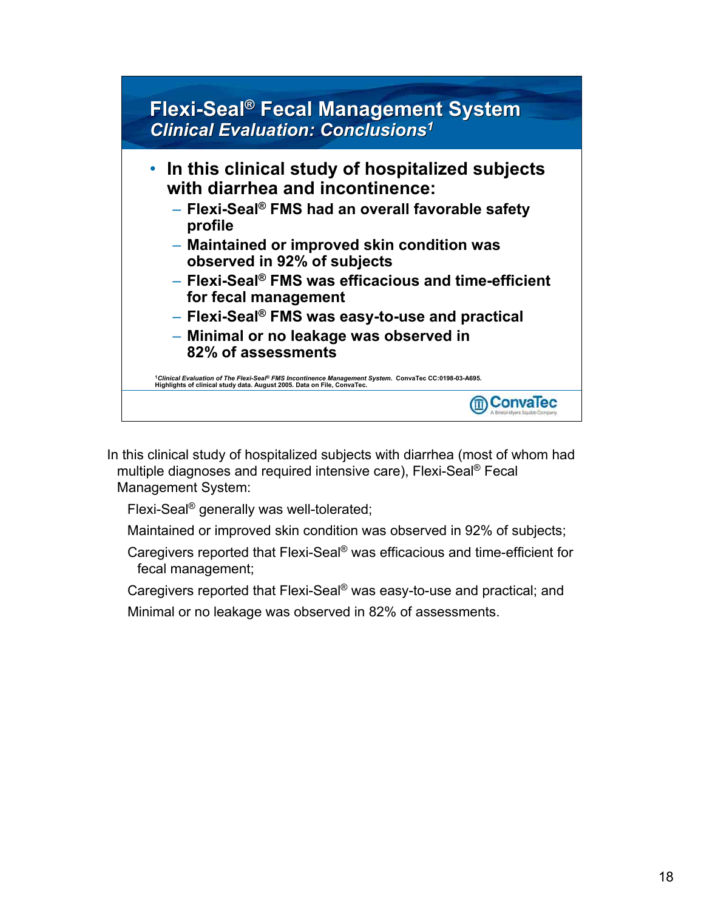# Flexi-Seal® Fecal Management System

## *Clinical Evaluation: Conclusions*[1]

- **In this clinical study of hospitalized subjects with diarrhea and incontinence:**
  - **Flexi-Seal® FMS had an overall favorable safety profile**
  - **Maintained or improved skin condition was observed in 92% of subjects**
  - **Flexi-Seal® FMS was efficacious and time-efficient for fecal management**
  - **Flexi-Seal® FMS was easy-to-use and practical**
  - **Minimal or no leakage was observed in 82% of assessments**

[1]*Clinical Evaluation of The Flexi-Seal® FMS Incontinence Management System.* ConvaTec CC:0198-03-A695. Highlights of clinical study data. August 2005. Data on File, ConvaTec.

ConvaTec
A Bristol-Myers Squibb Company

In this clinical study of hospitalized subjects with diarrhea (most of whom had multiple diagnoses and required intensive care), Flexi-Seal® Fecal Management System:

Flexi-Seal® generally was well-tolerated;

Maintained or improved skin condition was observed in 92% of subjects;

Caregivers reported that Flexi-Seal® was efficacious and time-efficient for fecal management;

Caregivers reported that Flexi-Seal® was easy-to-use and practical; and

Minimal or no leakage was observed in 82% of assessments.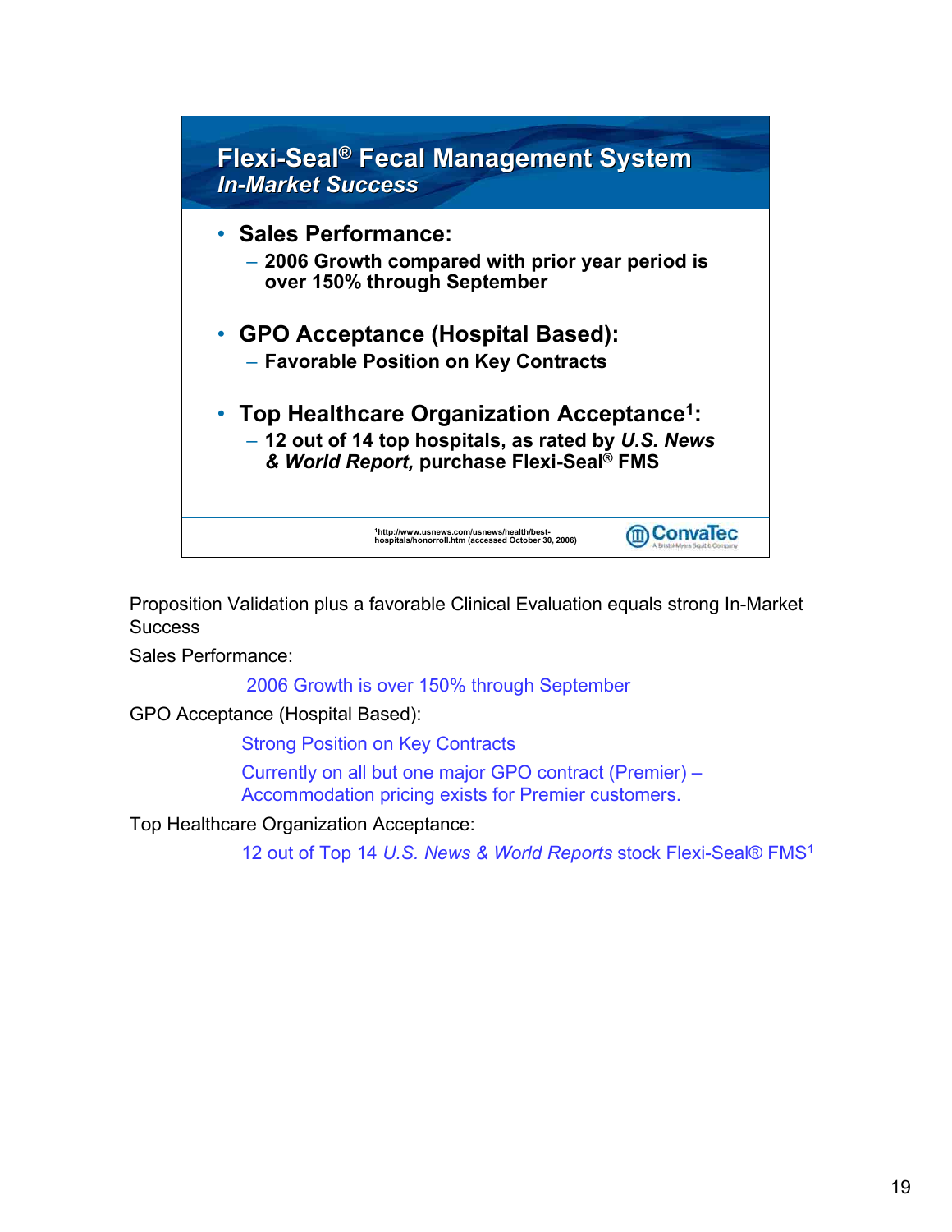## Flexi-Seal® Fecal Management System
### *In-Market Success*

- **Sales Performance:**
  - **2006 Growth compared with prior year period is over 150% through September**
- **GPO Acceptance (Hospital Based):**
  - **Favorable Position on Key Contracts**
- **Top Healthcare Organization Acceptance[1]:**
  - **12 out of 14 top hospitals, as rated by *U.S. News & World Report,* purchase Flexi-Seal® FMS**

[1]http://www.usnews.com/usnews/health/best-hospitals/honorroll.htm (accessed October 30, 2006)

ConvaTec — A Bristol-Myers Squibb Company

Proposition Validation plus a favorable Clinical Evaluation equals strong In-Market Success

Sales Performance:

2006 Growth is over 150% through September

GPO Acceptance (Hospital Based):

Strong Position on Key Contracts

Currently on all but one major GPO contract (Premier) – Accommodation pricing exists for Premier customers.

Top Healthcare Organization Acceptance:

12 out of Top 14 *U.S. News & World Reports* stock Flexi-Seal® FMS[1]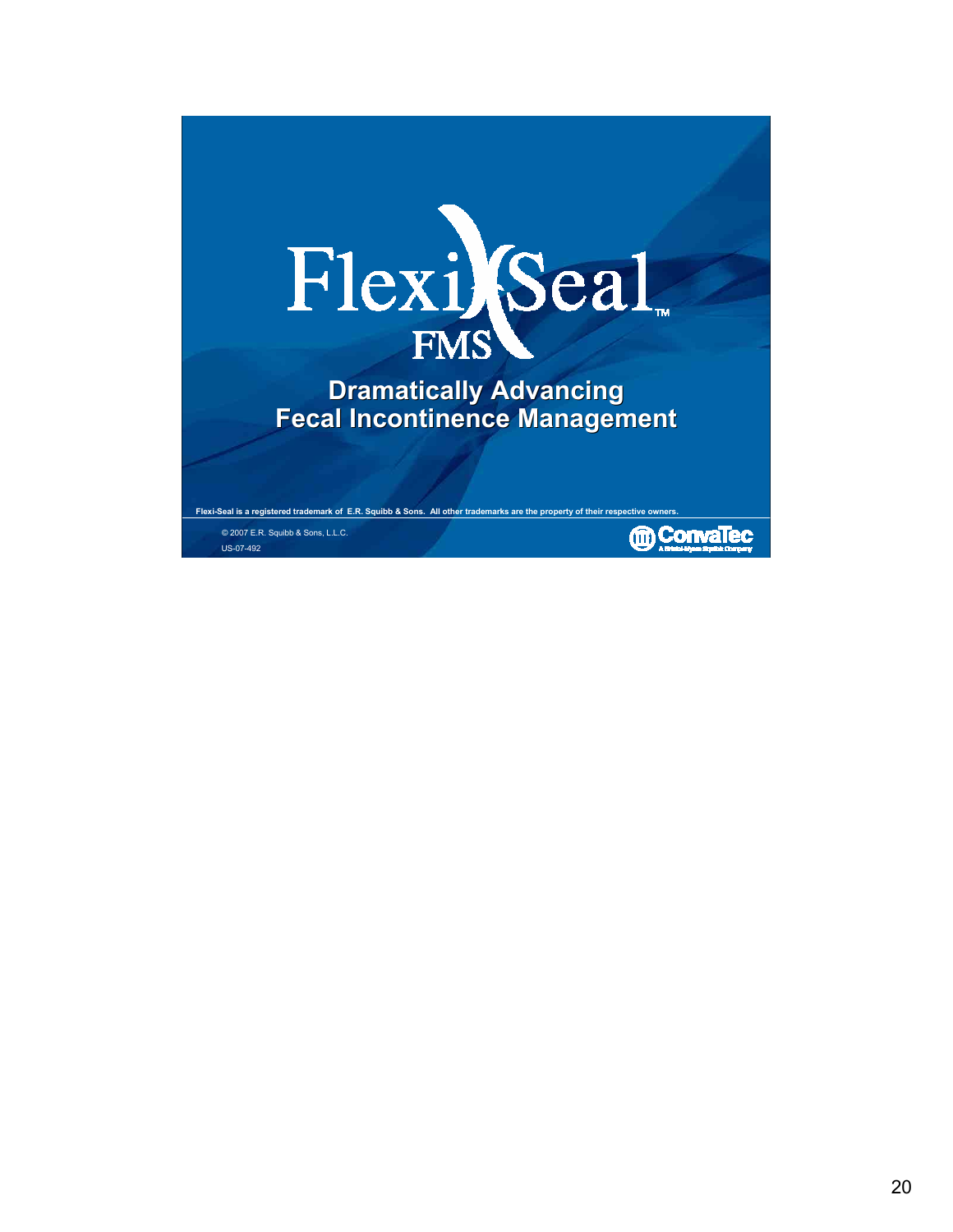# Flexi-Seal™ FMS

## Dramatically Advancing Fecal Incontinence Management

Flexi-Seal is a registered trademark of E.R. Squibb & Sons. All other trademarks are the property of their respective owners.

© 2007 E.R. Squibb & Sons, L.L.C.

US-07-492

ConvaTec

A Bristol-Myers Squibb Company